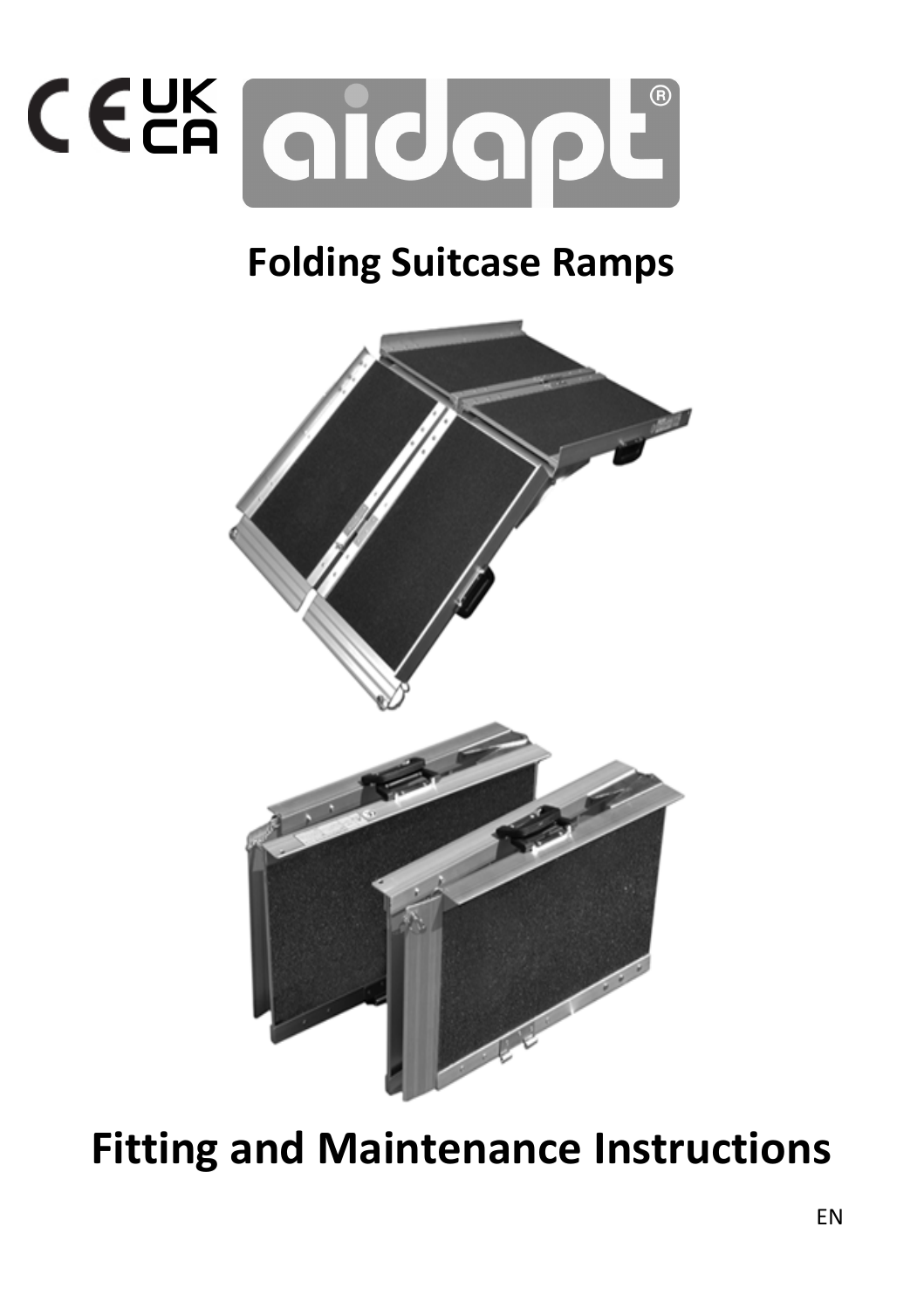# Folding Suitcase Ramps

# Fitting and Maintenance Instructions

EN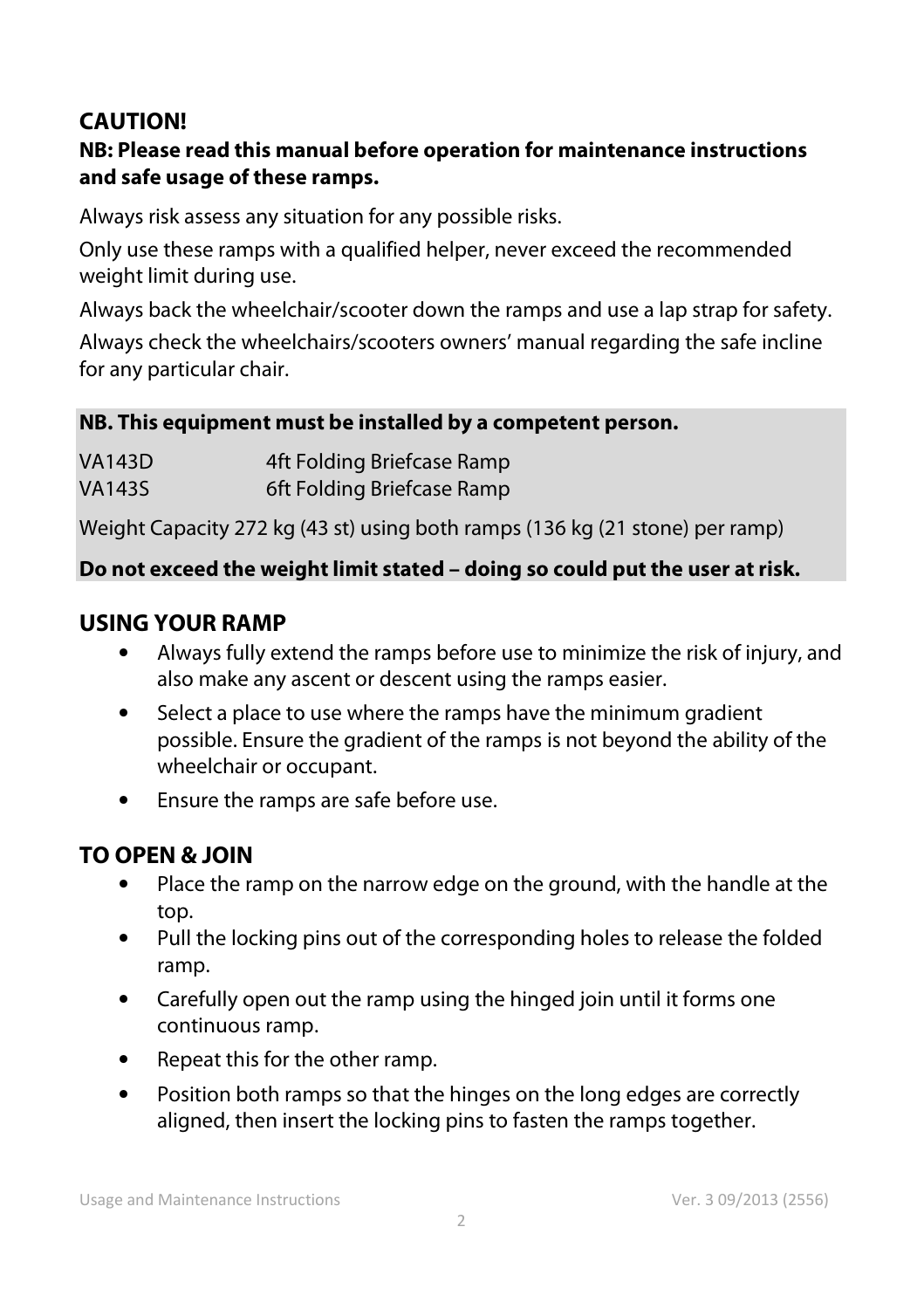## CAUTION!

**NB: Please read this manual before operation for maintenance instructions and safe usage of these ramps.**

Always risk assess any situation for any possible risks.

Only use these ramps with a qualified helper, never exceed the recommended weight limit during use.

Always back the wheelchair/scooter down the ramps and use a lap strap for safety.

Always check the wheelchairs/scooters owners' manual regarding the safe incline for any particular chair.

**NB. This equipment must be installed by a competent person.**

| | |
|---|---|
| VA143D | 4ft Folding Briefcase Ramp |
| VA143S | 6ft Folding Briefcase Ramp |

Weight Capacity 272 kg (43 st) using both ramps (136 kg (21 stone) per ramp)

**Do not exceed the weight limit stated – doing so could put the user at risk.**

## USING YOUR RAMP

- Always fully extend the ramps before use to minimize the risk of injury, and also make any ascent or descent using the ramps easier.
- Select a place to use where the ramps have the minimum gradient possible. Ensure the gradient of the ramps is not beyond the ability of the wheelchair or occupant.
- Ensure the ramps are safe before use.

## TO OPEN & JOIN

- Place the ramp on the narrow edge on the ground, with the handle at the top.
- Pull the locking pins out of the corresponding holes to release the folded ramp.
- Carefully open out the ramp using the hinged join until it forms one continuous ramp.
- Repeat this for the other ramp.
- Position both ramps so that the hinges on the long edges are correctly aligned, then insert the locking pins to fasten the ramps together.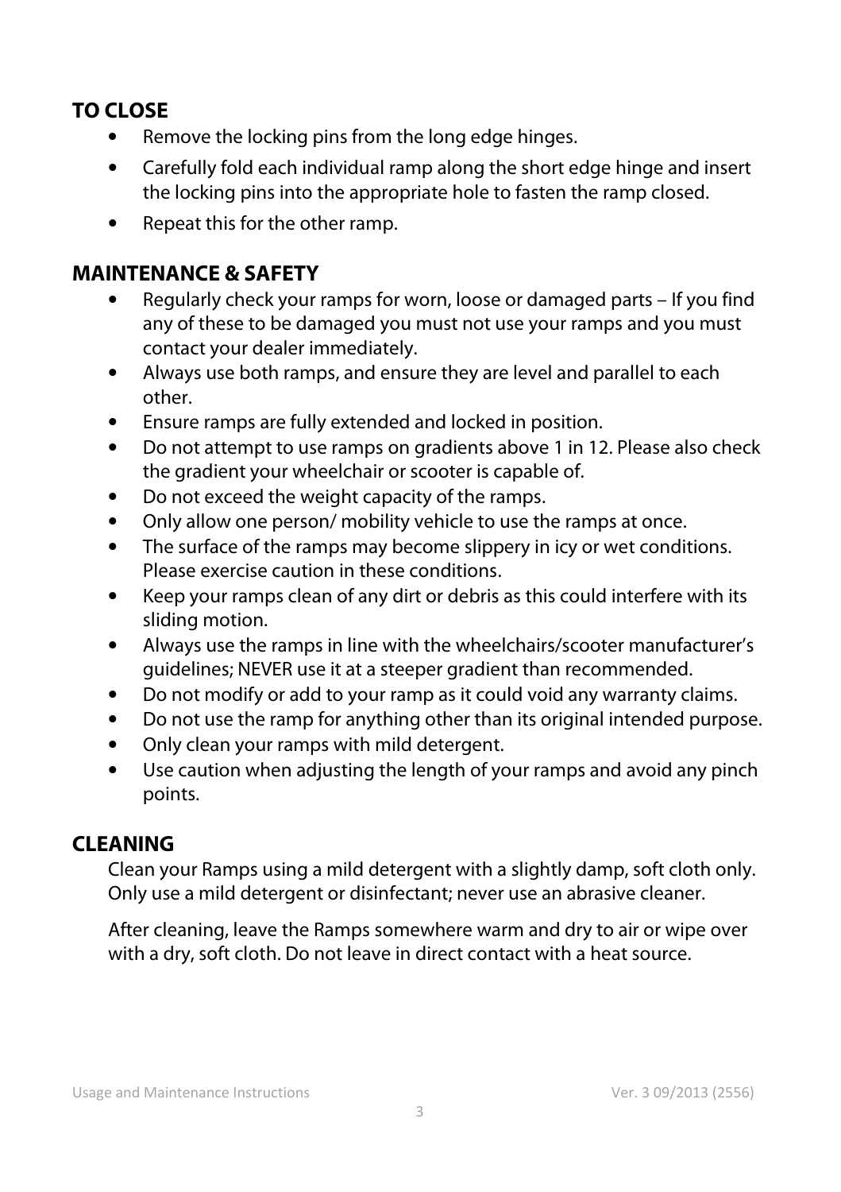## TO CLOSE

- Remove the locking pins from the long edge hinges.
- Carefully fold each individual ramp along the short edge hinge and insert the locking pins into the appropriate hole to fasten the ramp closed.
- Repeat this for the other ramp.

## MAINTENANCE & SAFETY

- Regularly check your ramps for worn, loose or damaged parts – If you find any of these to be damaged you must not use your ramps and you must contact your dealer immediately.
- Always use both ramps, and ensure they are level and parallel to each other.
- Ensure ramps are fully extended and locked in position.
- Do not attempt to use ramps on gradients above 1 in 12. Please also check the gradient your wheelchair or scooter is capable of.
- Do not exceed the weight capacity of the ramps.
- Only allow one person/ mobility vehicle to use the ramps at once.
- The surface of the ramps may become slippery in icy or wet conditions. Please exercise caution in these conditions.
- Keep your ramps clean of any dirt or debris as this could interfere with its sliding motion.
- Always use the ramps in line with the wheelchairs/scooter manufacturer's guidelines; NEVER use it at a steeper gradient than recommended.
- Do not modify or add to your ramp as it could void any warranty claims.
- Do not use the ramp for anything other than its original intended purpose.
- Only clean your ramps with mild detergent.
- Use caution when adjusting the length of your ramps and avoid any pinch points.

## CLEANING

Clean your Ramps using a mild detergent with a slightly damp, soft cloth only. Only use a mild detergent or disinfectant; never use an abrasive cleaner.

After cleaning, leave the Ramps somewhere warm and dry to air or wipe over with a dry, soft cloth. Do not leave in direct contact with a heat source.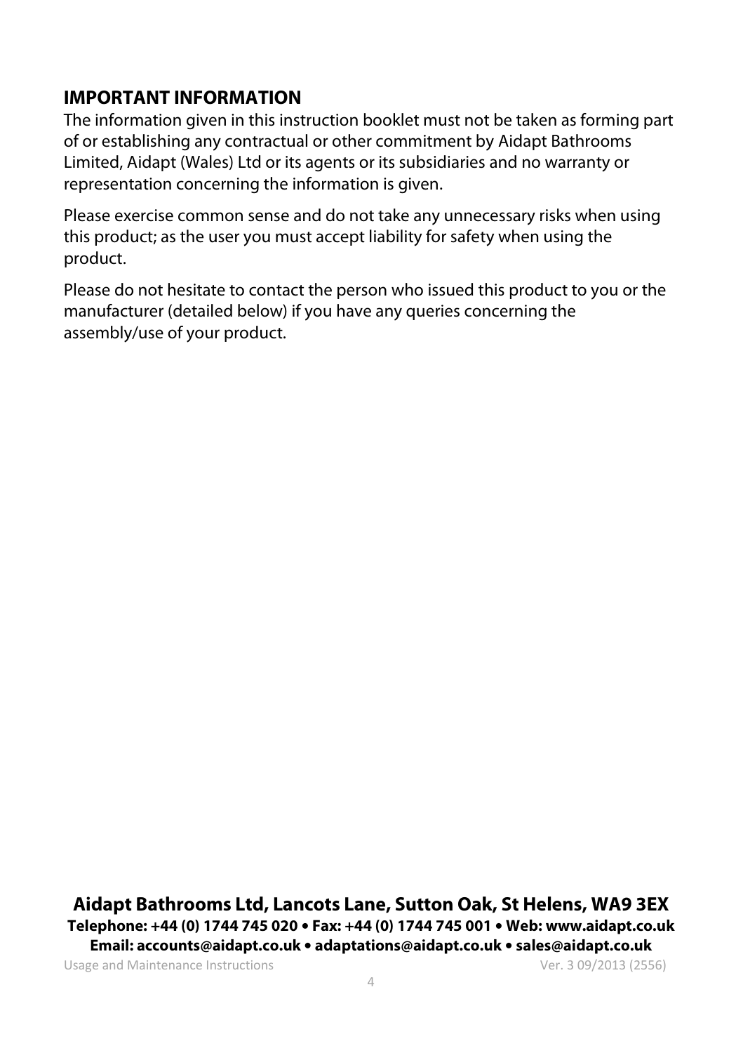## IMPORTANT INFORMATION

The information given in this instruction booklet must not be taken as forming part of or establishing any contractual or other commitment by Aidapt Bathrooms Limited, Aidapt (Wales) Ltd or its agents or its subsidiaries and no warranty or representation concerning the information is given.

Please exercise common sense and do not take any unnecessary risks when using this product; as the user you must accept liability for safety when using the product.

Please do not hesitate to contact the person who issued this product to you or the manufacturer (detailed below) if you have any queries concerning the assembly/use of your product.

**Aidapt Bathrooms Ltd, Lancots Lane, Sutton Oak, St Helens, WA9 3EX**

**Telephone: +44 (0) 1744 745 020 • Fax: +44 (0) 1744 745 001 • Web: www.aidapt.co.uk**

**Email: accounts@aidapt.co.uk • adaptations@aidapt.co.uk • sales@aidapt.co.uk**